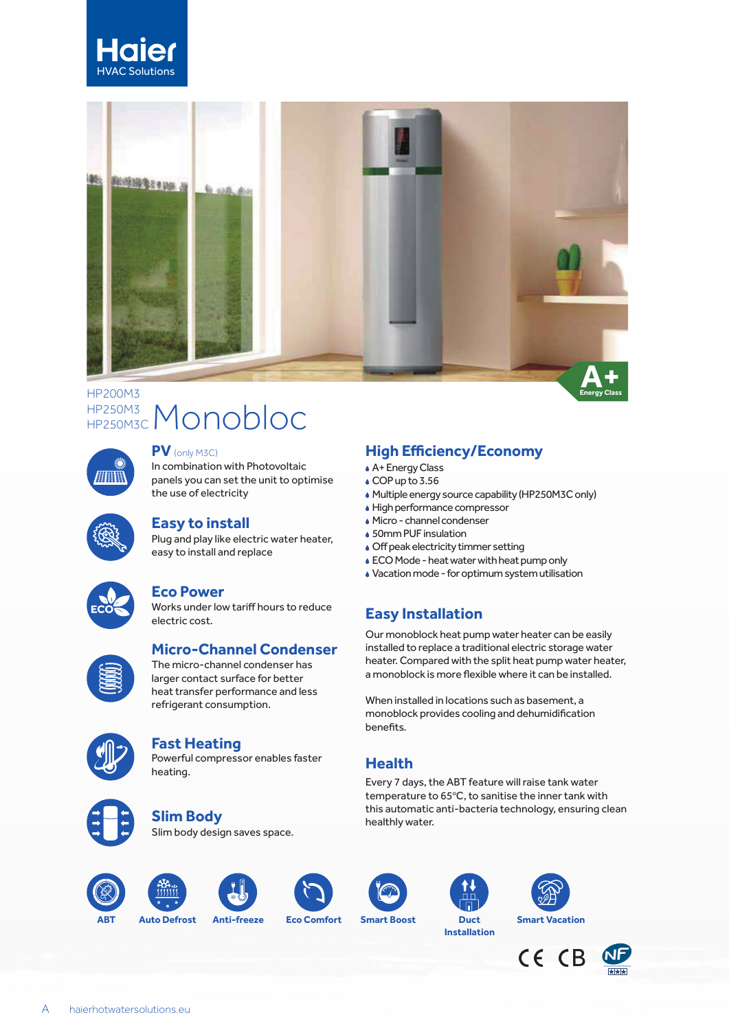Haier
HVAC Solutions

A+ Energy Class

HP200M3
HP250M3
HP250M3C

# Monobloc

## PV (only M3C)

In combination with Photovoltaic panels you can set the unit to optimise the use of electricity

## Easy to install

Plug and play like electric water heater, easy to install and replace

## Eco Power

Works under low tariff hours to reduce electric cost.

## Micro-Channel Condenser

The micro-channel condenser has larger contact surface for better heat transfer performance and less refrigerant consumption.

## Fast Heating

Powerful compressor enables faster heating.

## Slim Body

Slim body design saves space.

## High Efficiency/Economy

- A+ Energy Class
- COP up to 3.56
- Multiple energy source capability (HP250M3C only)
- High performance compressor
- Micro - channel condenser
- 50mm PUF insulation
- Off peak electricity timmer setting
- ECO Mode - heat water with heat pump only
- Vacation mode - for optimum system utilisation

## Easy Installation

Our monoblock heat pump water heater can be easily installed to replace a traditional electric storage water heater. Compared with the split heat pump water heater, a monoblock is more flexible where it can be installed.

When installed in locations such as basement, a monoblock provides cooling and dehumidification benefits.

## Health

Every 7 days, the ABT feature will raise tank water temperature to 65°C, to sanitise the inner tank with this automatic anti-bacteria technology, ensuring clean healthy water.

ABT | Auto Defrost | Anti-freeze | Eco Comfort | Smart Boost | Duct Installation | Smart Vacation

CE CB NF

haierhotwatersolutions.eu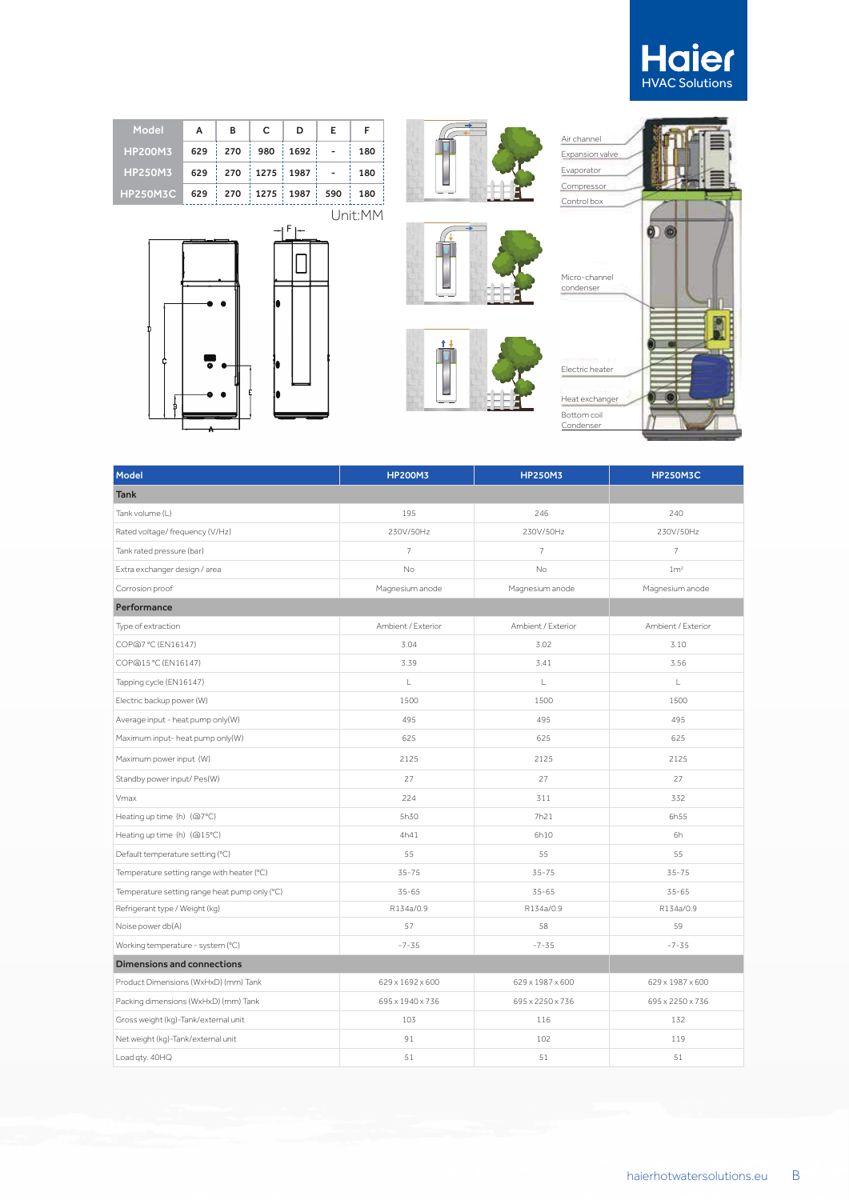| Model | A | B | C | D | E | F |
|---|---|---|---|---|---|---|
| HP200M3 | 629 | 270 | 980 | 1692 | - | 180 |
| HP250M3 | 629 | 270 | 1275 | 1987 | - | 180 |
| HP250M3C | 629 | 270 | 1275 | 1987 | 590 | 180 |

Unit:MM

Air channel
Expansion valve
Evaporator
Compressor
Control box
Micro-channel condenser
Electric heater
Heat exchanger
Bottom coil Condenser

| Model | HP200M3 | HP250M3 | HP250M3C |
|---|---|---|---|
| **Tank** | | | |
| Tank volume (L) | 195 | 246 | 240 |
| Rated voltage/ frequency (V/Hz) | 230V/50Hz | 230V/50Hz | 230V/50Hz |
| Tank rated pressure (bar) | 7 | 7 | 7 |
| Extra exchanger design / area | No | No | $1m^2$ |
| Corrosion proof | Magnesium anode | Magnesium anode | Magnesium anode |
| **Performance** | | | |
| Type of extraction | Ambient / Exterior | Ambient / Exterior | Ambient / Exterior |
| COP@7 °C (EN16147) | 3.04 | 3.02 | 3.10 |
| COP@15 °C (EN16147) | 3.39 | 3.41 | 3.56 |
| Tapping cycle (EN16147) | L | L | L |
| Electric backup power (W) | 1500 | 1500 | 1500 |
| Average input - heat pump only(W) | 495 | 495 | 495 |
| Maximum input- heat pump only(W) | 625 | 625 | 625 |
| Maximum power input (W) | 2125 | 2125 | 2125 |
| Standby power input/ Pes(W) | 27 | 27 | 27 |
| Vmax | 224 | 311 | 332 |
| Heating up time (h) (@7°C) | 5h30 | 7h21 | 6h55 |
| Heating up time (h) (@15°C) | 4h41 | 6h10 | 6h |
| Default temperature setting (°C) | 55 | 55 | 55 |
| Temperature setting range with heater (°C) | 35-75 | 35-75 | 35-75 |
| Temperature setting range heat pump only (°C) | 35-65 | 35-65 | 35-65 |
| Refrigerant type / Weight (kg) | R134a/0.9 | R134a/0.9 | R134a/0.9 |
| Noise power db(A) | 57 | 58 | 59 |
| Working temperature - system (°C) | -7-35 | -7-35 | -7-35 |
| **Dimensions and connections** | | | |
| Product Dimensions (WxHxD) (mm) Tank | 629 x 1692 x 600 | 629 x 1987 x 600 | 629 x 1987 x 600 |
| Packing dimensions (WxHxD) (mm) Tank | 695 x 1940 x 736 | 695 x 2250 x 736 | 695 x 2250 x 736 |
| Gross weight (kg)-Tank/external unit | 103 | 116 | 132 |
| Net weight (kg)-Tank/external unit | 91 | 102 | 119 |
| Load qty. 40HQ | 51 | 51 | 51 |